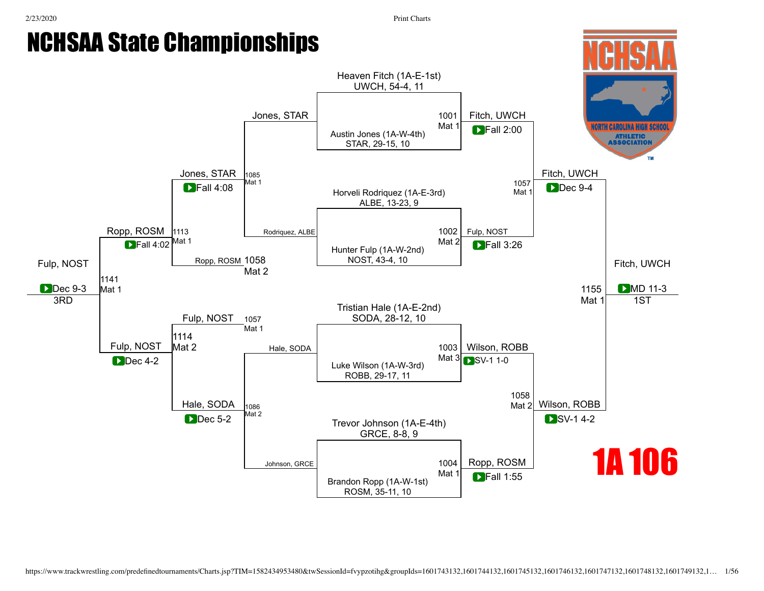# NCHSAA State Championships

## 1A 106

### Championship Bracket

**Match 1001 (Mat 1):** Heaven Fitch (1A-E-1st) UWCH, 54-4, 11 vs. Austin Jones (1A-W-4th) STAR, 29-15, 10 — Winner: Fitch, UWCH (Fall 2:00)

**Match 1002 (Mat 2):** Horveli Rodriquez (1A-E-3rd) ALBE, 13-23, 9 vs. Hunter Fulp (1A-W-2nd) NOST, 43-4, 10 — Winner: Fulp, NOST (Fall 3:26)

**Match 1003 (Mat 3):** Tristian Hale (1A-E-2nd) SODA, 28-12, 10 vs. Luke Wilson (1A-W-3rd) ROBB, 29-17, 11 — Winner: Wilson, ROBB (SV-1 1-0)

**Match 1004 (Mat 1):** Trevor Johnson (1A-E-4th) GRCE, 8-8, 9 vs. Brandon Ropp (1A-W-1st) ROSM, 35-11, 10 — Winner: Ropp, ROSM (Fall 1:55)

**Match 1057 (Mat 1):** Fitch, UWCH vs. Fulp, NOST — Winner: Fitch, UWCH (Dec 9-4)

**Match 1058 (Mat 2):** Wilson, ROBB vs. Ropp, ROSM — Winner: Wilson, ROBB (SV-1 4-2)

**Match 1155 (Mat 1):** Fitch, UWCH vs. Wilson, ROBB — Winner: Fitch, UWCH (MD 11-3) — 1ST

### Consolation Bracket

**Match 1085 (Mat 1):** Jones, STAR vs. Rodriquez, ALBE — Winner: Jones, STAR (Fall 4:08)

**Match 1086 (Mat 2):** Hale, SODA vs. Johnson, GRCE — Winner: Hale, SODA (Dec 5-2)

**Match 1113 (Mat 1):** Jones, STAR vs. Ropp, ROSM (loser of 1058, Mat 2) — Winner: Ropp, ROSM (Fall 4:02)

**Match 1114 (Mat 2):** Fulp, NOST (loser of 1057, Mat 1) vs. Hale, SODA — Winner: Fulp, NOST (Dec 4-2)

**Match 1141 (Mat 1):** Ropp, ROSM vs. Fulp, NOST — Winner: Fulp, NOST (Dec 9-3) — 3RD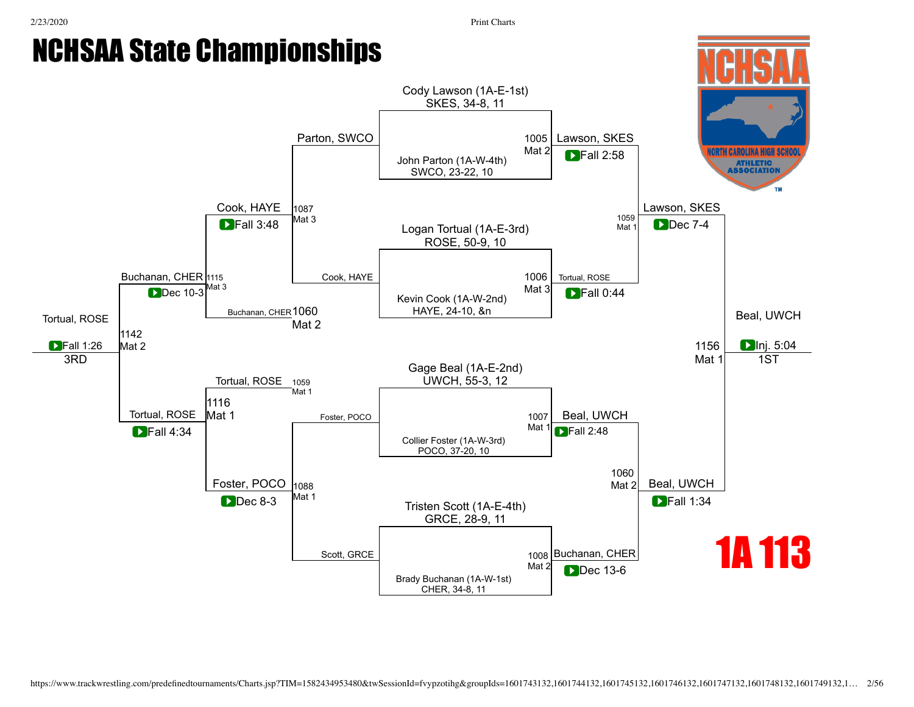# NCHSAA State Championships

## 1A 113

### Championship Bracket – First Round

| Bout | Mat | Wrestler 1 | Wrestler 2 | Winner | Result |
|---|---|---|---|---|---|
| 1005 | Mat 2 | Cody Lawson (1A-E-1st) SKES, 34-8, 11 | John Parton (1A-W-4th) SWCO, 23-22, 10 | Lawson, SKES | Fall 2:58 |
| 1006 | Mat 3 | Logan Tortual (1A-E-3rd) ROSE, 50-9, 10 | Kevin Cook (1A-W-2nd) HAYE, 24-10, &n | Tortual, ROSE | Fall 0:44 |
| 1007 | Mat 1 | Gage Beal (1A-E-2nd) UWCH, 55-3, 12 | Collier Foster (1A-W-3rd) POCO, 37-20, 10 | Beal, UWCH | Fall 2:48 |
| 1008 | Mat 2 | Tristen Scott (1A-E-4th) GRCE, 28-9, 11 | Brady Buchanan (1A-W-1st) CHER, 34-8, 11 | Buchanan, CHER | Dec 13-6 |

### Championship Semifinals

| Bout | Mat | Wrestler 1 | Wrestler 2 | Winner | Result |
|---|---|---|---|---|---|
| 1059 | Mat 1 | Lawson, SKES | Tortual, ROSE | Lawson, SKES | Dec 7-4 |
| 1060 | Mat 2 | Beal, UWCH | Buchanan, CHER | Beal, UWCH | Fall 1:34 |

### Championship Final

| Bout | Mat | Wrestler 1 | Wrestler 2 | Winner | Result |
|---|---|---|---|---|---|
| 1156 | Mat 1 | Lawson, SKES | Beal, UWCH | Beal, UWCH (1ST) | Inj. 5:04 |

### Consolation Bracket

| Bout | Mat | Wrestler 1 | Wrestler 2 | Winner | Result |
|---|---|---|---|---|---|
| 1087 | Mat 3 | Parton, SWCO | Cook, HAYE | Cook, HAYE | Fall 3:48 |
| 1088 | Mat 1 | Foster, POCO | Scott, GRCE | Foster, POCO | Dec 8-3 |
| 1115 | Mat 3 | Cook, HAYE | Buchanan, CHER (1060 Mat 2) | Buchanan, CHER | Dec 10-3 |
| 1116 | Mat 1 | Tortual, ROSE (1059 Mat 1) | Foster, POCO | Tortual, ROSE | Fall 4:34 |
| 1142 | Mat 2 | Buchanan, CHER | Tortual, ROSE | Tortual, ROSE (3RD) | Fall 1:26 |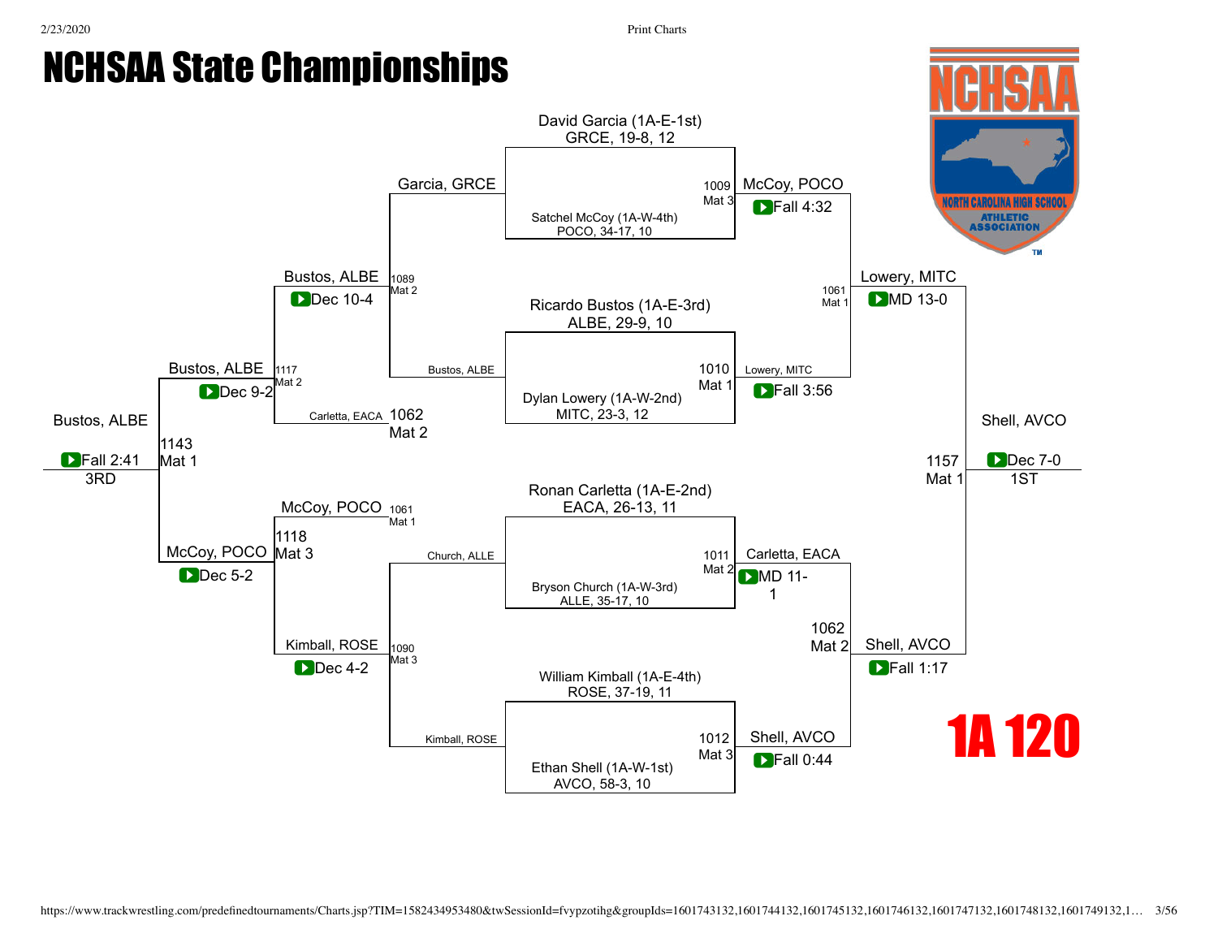# NCHSAA State Championships

## 1A 120

### Championship Bracket

**First Round**

| Bout | Mat | Wrestler 1 | Wrestler 2 | Winner | Result |
|---|---|---|---|---|---|
| 1009 | Mat 3 | David Garcia (1A-E-1st) GRCE, 19-8, 12 | Satchel McCoy (1A-W-4th) POCO, 34-17, 10 | McCoy, POCO | Fall 4:32 |
| 1010 | Mat 1 | Ricardo Bustos (1A-E-3rd) ALBE, 29-9, 10 | Dylan Lowery (1A-W-2nd) MITC, 23-3, 12 | Lowery, MITC | Fall 3:56 |
| 1011 | Mat 2 | Ronan Carletta (1A-E-2nd) EACA, 26-13, 11 | Bryson Church (1A-W-3rd) ALLE, 35-17, 10 | Carletta, EACA | MD 11-1 |
| 1012 | Mat 3 | William Kimball (1A-E-4th) ROSE, 37-19, 11 | Ethan Shell (1A-W-1st) AVCO, 58-3, 10 | Shell, AVCO | Fall 0:44 |

**Semifinals**

| Bout | Mat | Wrestler 1 | Wrestler 2 | Winner | Result |
|---|---|---|---|---|---|
| 1061 | Mat 1 | McCoy, POCO | Lowery, MITC | Lowery, MITC | MD 13-0 |
| 1062 | Mat 2 | Carletta, EACA | Shell, AVCO | Shell, AVCO | Fall 1:17 |

**Final**

| Bout | Mat | Wrestler 1 | Wrestler 2 | Winner | Result |
|---|---|---|---|---|---|
| 1157 | Mat 1 | Lowery, MITC | Shell, AVCO | Shell, AVCO (1ST) | Dec 7-0 |

### Consolation Bracket

| Bout | Mat | Wrestler 1 | Wrestler 2 | Winner | Result |
|---|---|---|---|---|---|
| 1089 | Mat 2 | Garcia, GRCE | Bustos, ALBE | Bustos, ALBE | Dec 10-4 |
| 1090 | Mat 3 | Church, ALLE | Kimball, ROSE | Kimball, ROSE | Dec 4-2 |
| 1117 | Mat 2 | Bustos, ALBE | Carletta, EACA (1062, Mat 2) | Bustos, ALBE | Dec 9-2 |
| 1118 | Mat 3 | McCoy, POCO (1061, Mat 1) | Kimball, ROSE | McCoy, POCO | Dec 5-2 |
| 1143 | Mat 1 | Bustos, ALBE | McCoy, POCO | Bustos, ALBE (3RD) | Fall 2:41 |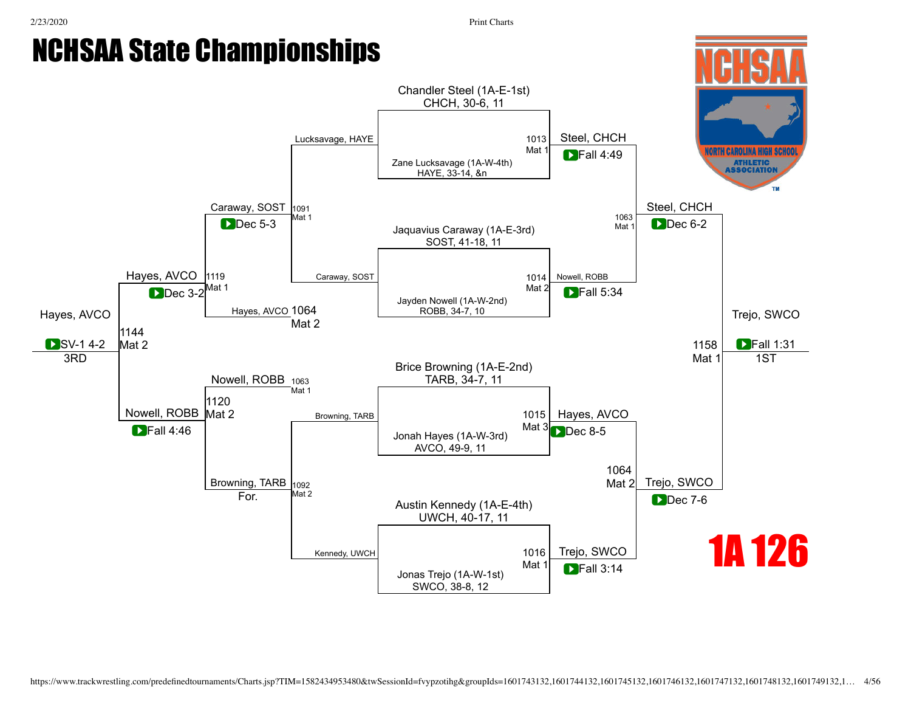# NCHSAA State Championships

## 1A 126

### Championship Bracket

**Quarterfinals**

- Match 1013 (Mat 1): Chandler Steel (1A-E-1st) CHCH, 30-6, 11 vs. Zane Lucksavage (1A-W-4th) HAYE, 33-14, &n — Steel, CHCH Fall 4:49
- Match 1014 (Mat 2): Jaquavius Caraway (1A-E-3rd) SOST, 41-18, 11 vs. Jayden Nowell (1A-W-2nd) ROBB, 34-7, 10 — Nowell, ROBB Fall 5:34
- Match 1015 (Mat 3): Brice Browning (1A-E-2nd) TARB, 34-7, 11 vs. Jonah Hayes (1A-W-3rd) AVCO, 49-9, 11 — Hayes, AVCO Dec 8-5
- Match 1016 (Mat 1): Austin Kennedy (1A-E-4th) UWCH, 40-17, 11 vs. Jonas Trejo (1A-W-1st) SWCO, 38-8, 12 — Trejo, SWCO Fall 3:14

**Semifinals**

- Match 1063 (Mat 1): Steel, CHCH vs. Nowell, ROBB — Steel, CHCH Dec 6-2
- Match 1064 (Mat 2): Hayes, AVCO vs. Trejo, SWCO — Trejo, SWCO Dec 7-6

**Final**

- Match 1158 (Mat 1): Steel, CHCH vs. Trejo, SWCO — Trejo, SWCO Fall 1:31 — 1ST

### Consolation Bracket

- Match 1091 (Mat 1): Lucksavage, HAYE vs. Caraway, SOST — Caraway, SOST Dec 5-3
- Match 1092 (Mat 2): Browning, TARB vs. Kennedy, UWCH — Browning, TARB
- Match 1119 (Mat 1): Caraway, SOST vs. Hayes, AVCO (from 1064, Mat 2) — Hayes, AVCO Dec 3-2
- Match 1120 (Mat 2): Nowell, ROBB (from 1063, Mat 1) vs. Browning, TARB (For.) — Nowell, ROBB Fall 4:46
- Match 1144 (Mat 2): Hayes, AVCO vs. Nowell, ROBB — Hayes, AVCO SV-1 4-2 — 3RD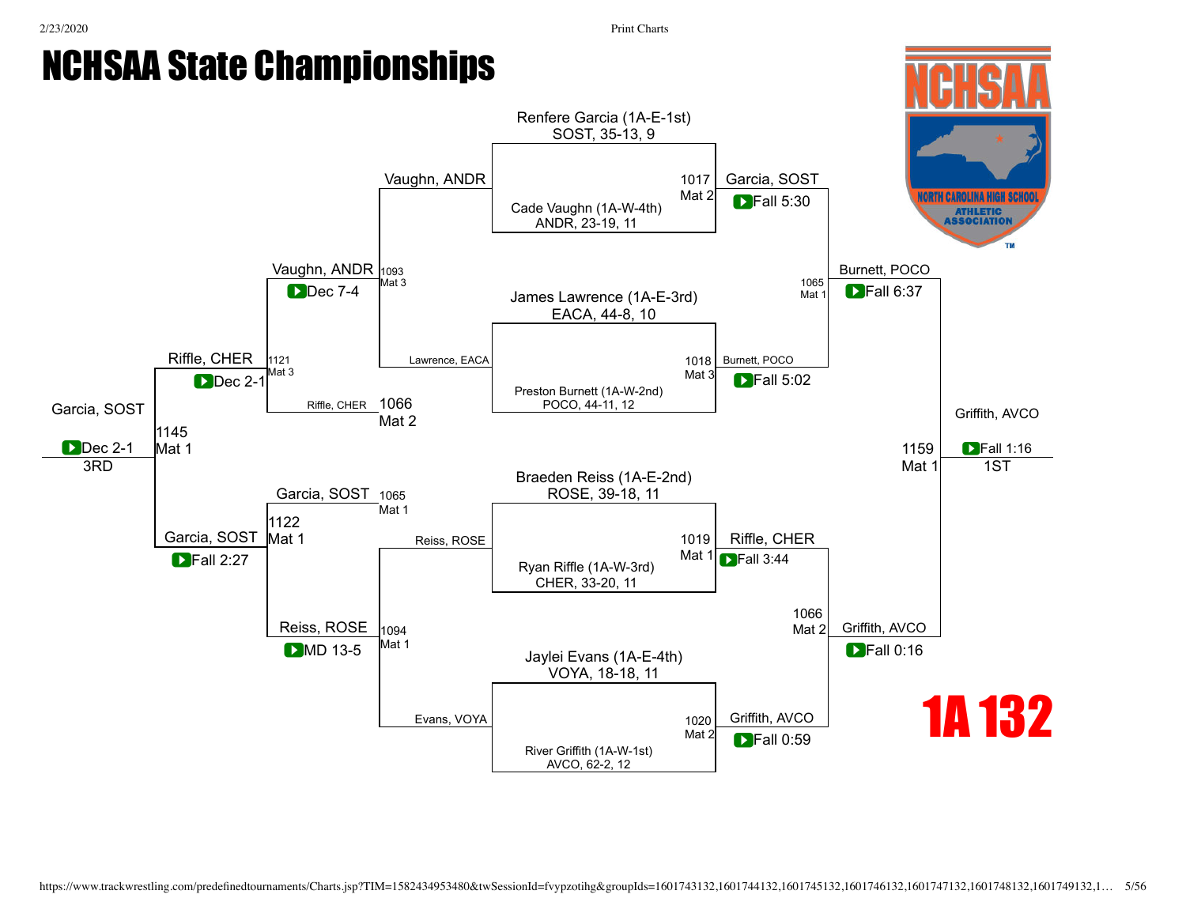# NCHSAA State Championships

## 1A 132

### Championship Bracket

**Quarterfinals**

| Match | Mat | Wrestler 1 | Wrestler 2 | Winner | Result |
|---|---|---|---|---|---|
| 1017 | Mat 2 | Renfere Garcia (1A-E-1st) SOST, 35-13, 9 | Cade Vaughn (1A-W-4th) ANDR, 23-19, 11 | Garcia, SOST | Fall 5:30 |
| 1018 | Mat 3 | James Lawrence (1A-E-3rd) EACA, 44-8, 10 | Preston Burnett (1A-W-2nd) POCO, 44-11, 12 | Burnett, POCO | Fall 5:02 |
| 1019 | Mat 1 | Braeden Reiss (1A-E-2nd) ROSE, 39-18, 11 | Ryan Riffle (1A-W-3rd) CHER, 33-20, 11 | Riffle, CHER | Fall 3:44 |
| 1020 | Mat 2 | Jaylei Evans (1A-E-4th) VOYA, 18-18, 11 | River Griffith (1A-W-1st) AVCO, 62-2, 12 | Griffith, AVCO | Fall 0:59 |

**Semifinals**

| Match | Mat | Wrestler 1 | Wrestler 2 | Winner | Result |
|---|---|---|---|---|---|
| 1065 | Mat 1 | Garcia, SOST | Burnett, POCO | Burnett, POCO | Fall 6:37 |
| 1066 | Mat 2 | Riffle, CHER | Griffith, AVCO | Griffith, AVCO | Fall 0:16 |

**Final**

| Match | Mat | Wrestler 1 | Wrestler 2 | Winner | Result |
|---|---|---|---|---|---|
| 1159 | Mat 1 | Burnett, POCO | Griffith, AVCO | Griffith, AVCO | Fall 1:16 |

1ST: Griffith, AVCO

### Consolation Bracket

**Consolation Round 1**

| Match | Mat | Wrestler 1 | Wrestler 2 | Winner | Result |
|---|---|---|---|---|---|
| 1093 | Mat 3 | Vaughn, ANDR | Lawrence, EACA | Vaughn, ANDR | Dec 7-4 |
| 1094 | Mat 1 | Reiss, ROSE | Evans, VOYA | Reiss, ROSE | MD 13-5 |

**Consolation Round 2**

| Match | Mat | Wrestler 1 | Wrestler 2 | Winner | Result |
|---|---|---|---|---|---|
| 1121 | Mat 3 | Vaughn, ANDR | Riffle, CHER (1066 Mat 2) | Riffle, CHER | Dec 2-1 |
| 1122 | Mat 1 | Garcia, SOST (1065 Mat 1) | Reiss, ROSE | Garcia, SOST | Fall 2:27 |

**3rd Place**

| Match | Mat | Wrestler 1 | Wrestler 2 | Winner | Result |
|---|---|---|---|---|---|
| 1145 | Mat 1 | Riffle, CHER | Garcia, SOST | Garcia, SOST | Dec 2-1 |

3RD: Garcia, SOST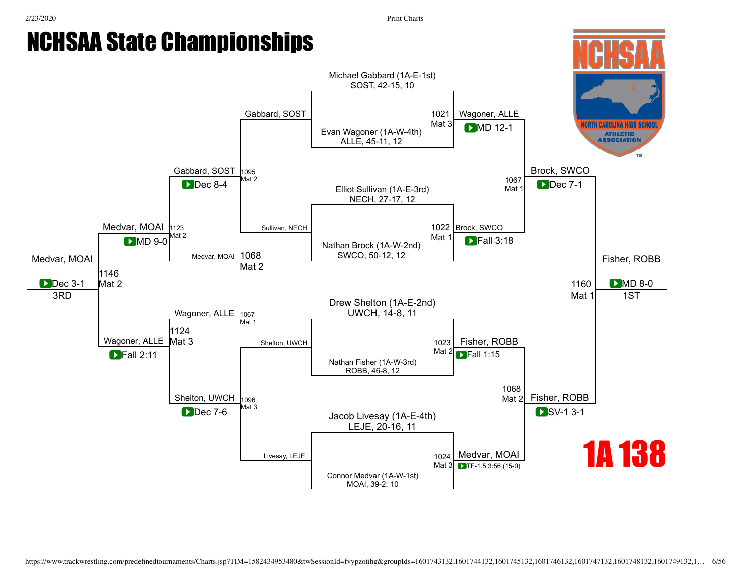# NCHSAA State Championships

## 1A 138

### Championship Bracket

**Quarterfinals**

| Bout | Mat | Wrestler 1 | Wrestler 2 | Winner | Result |
| --- | --- | --- | --- | --- | --- |
| 1021 | Mat 3 | Michael Gabbard (1A-E-1st) SOST, 42-15, 10 | Evan Wagoner (1A-W-4th) ALLE, 45-11, 12 | Wagoner, ALLE | MD 12-1 |
| 1022 | Mat 1 | Elliot Sullivan (1A-E-3rd) NECH, 27-17, 12 | Nathan Brock (1A-W-2nd) SWCO, 50-12, 12 | Brock, SWCO | Fall 3:18 |
| 1023 | Mat 2 | Drew Shelton (1A-E-2nd) UWCH, 14-8, 11 | Nathan Fisher (1A-W-3rd) ROBB, 46-8, 12 | Fisher, ROBB | Fall 1:15 |
| 1024 | Mat 3 | Jacob Livesay (1A-E-4th) LEJE, 20-16, 11 | Connor Medvar (1A-W-1st) MOAI, 39-2, 10 | Medvar, MOAI | TF-1.5 3:56 (15-0) |

**Semifinals**

| Bout | Mat | Wrestler 1 | Wrestler 2 | Winner | Result |
| --- | --- | --- | --- | --- | --- |
| 1067 | Mat 1 | Wagoner, ALLE | Brock, SWCO | Brock, SWCO | Dec 7-1 |
| 1068 | Mat 2 | Fisher, ROBB | Medvar, MOAI | Fisher, ROBB | SV-1 3-1 |

**Final**

| Bout | Mat | Wrestler 1 | Wrestler 2 | Winner | Result |
| --- | --- | --- | --- | --- | --- |
| 1160 | Mat 1 | Brock, SWCO | Fisher, ROBB | Fisher, ROBB | MD 8-0 (1ST) |

### Consolation Bracket

| Bout | Mat | Wrestler 1 | Wrestler 2 | Winner | Result |
| --- | --- | --- | --- | --- | --- |
| 1095 | Mat 2 | Gabbard, SOST | Sullivan, NECH | Gabbard, SOST | Dec 8-4 |
| 1096 | Mat 3 | Shelton, UWCH | Livesay, LEJE | Shelton, UWCH | Dec 7-6 |
| 1123 | Mat 2 | Gabbard, SOST | Medvar, MOAI (1068 Mat 2) | Medvar, MOAI | MD 9-0 |
| 1124 | Mat 3 | Wagoner, ALLE (1067 Mat 1) | Shelton, UWCH | Wagoner, ALLE | Fall 2:11 |
| 1146 | Mat 2 | Medvar, MOAI | Wagoner, ALLE | Medvar, MOAI | Dec 3-1 (3RD) |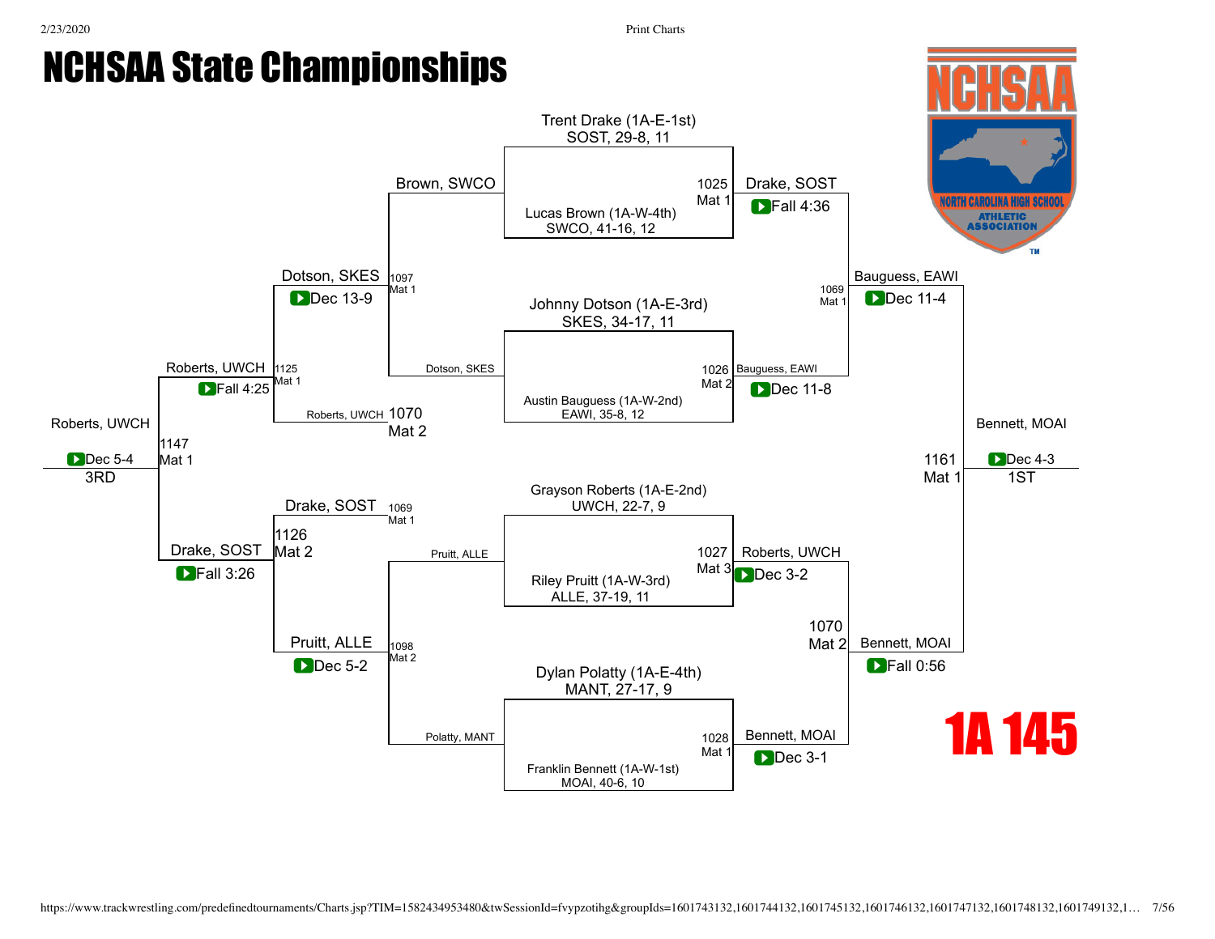# NCHSAA State Championships

## 1A 145

### Championship Bracket

| Match | Wrestler 1 | Wrestler 2 | Winner | Result |
|---|---|---|---|---|
| 1025 Mat 1 | Trent Drake (1A-E-1st) SOST, 29-8, 11 | Lucas Brown (1A-W-4th) SWCO, 41-16, 12 | Drake, SOST | Fall 4:36 |
| 1026 Mat 2 | Johnny Dotson (1A-E-3rd) SKES, 34-17, 11 | Austin Bauguess (1A-W-2nd) EAWI, 35-8, 12 | Bauguess, EAWI | Dec 11-8 |
| 1027 Mat 3 | Grayson Roberts (1A-E-2nd) UWCH, 22-7, 9 | Riley Pruitt (1A-W-3rd) ALLE, 37-19, 11 | Roberts, UWCH | Dec 3-2 |
| 1028 Mat 1 | Dylan Polatty (1A-E-4th) MANT, 27-17, 9 | Franklin Bennett (1A-W-1st) MOAI, 40-6, 10 | Bennett, MOAI | Dec 3-1 |
| 1069 Mat 1 | Drake, SOST | Bauguess, EAWI | Bauguess, EAWI | Dec 11-4 |
| 1070 Mat 2 | Roberts, UWCH | Bennett, MOAI | Bennett, MOAI | Fall 0:56 |
| 1161 Mat 1 | Bauguess, EAWI | Bennett, MOAI | Bennett, MOAI (1ST) | Dec 4-3 |

### Consolation Bracket

| Match | Wrestler 1 | Wrestler 2 | Winner | Result |
|---|---|---|---|---|
| 1097 Mat 1 | Brown, SWCO | Dotson, SKES | Dotson, SKES | Dec 13-9 |
| 1098 Mat 2 | Pruitt, ALLE | Polatty, MANT | Pruitt, ALLE | Dec 5-2 |
| 1125 Mat 1 | Dotson, SKES | Roberts, UWCH (1070 Mat 2) | Roberts, UWCH | Fall 4:25 |
| 1126 Mat 2 | Drake, SOST (1069 Mat 1) | Pruitt, ALLE | Drake, SOST | Fall 3:26 |
| 1147 Mat 1 | Roberts, UWCH | Drake, SOST | Roberts, UWCH (3RD) | Dec 5-4 |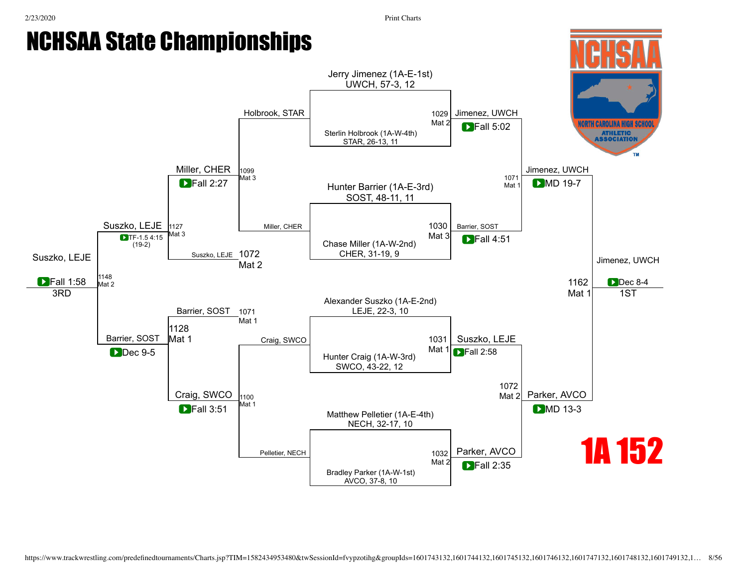# NCHSAA State Championships

## 1A 152

### Championship Bracket

**First Round**

| Bout | Mat | Wrestler 1 | Wrestler 2 | Winner | Result |
| --- | --- | --- | --- | --- | --- |
| 1029 | Mat 2 | Jerry Jimenez (1A-E-1st) UWCH, 57-3, 12 | Sterlin Holbrook (1A-W-4th) STAR, 26-13, 11 | Jimenez, UWCH | Fall 5:02 |
| 1030 | Mat 3 | Hunter Barrier (1A-E-3rd) SOST, 48-11, 11 | Chase Miller (1A-W-2nd) CHER, 31-19, 9 | Barrier, SOST | Fall 4:51 |
| 1031 | Mat 1 | Alexander Suszko (1A-E-2nd) LEJE, 22-3, 10 | Hunter Craig (1A-W-3rd) SWCO, 43-22, 12 | Suszko, LEJE | Fall 2:58 |
| 1032 | Mat 2 | Matthew Pelletier (1A-E-4th) NECH, 32-17, 10 | Bradley Parker (1A-W-1st) AVCO, 37-8, 10 | Parker, AVCO | Fall 2:35 |

**Semifinals**

| Bout | Mat | Wrestler 1 | Wrestler 2 | Winner | Result |
| --- | --- | --- | --- | --- | --- |
| 1071 | Mat 1 | Jimenez, UWCH | Barrier, SOST | Jimenez, UWCH | MD 19-7 |
| 1072 | Mat 2 | Suszko, LEJE | Parker, AVCO | Parker, AVCO | MD 13-3 |

**Final**

| Bout | Mat | Wrestler 1 | Wrestler 2 | Winner | Result |
| --- | --- | --- | --- | --- | --- |
| 1162 | Mat 1 | Jimenez, UWCH | Parker, AVCO | Jimenez, UWCH (1ST) | Dec 8-4 |

### Consolation Bracket

| Bout | Mat | Wrestler 1 | Wrestler 2 | Winner | Result |
| --- | --- | --- | --- | --- | --- |
| 1099 | Mat 3 | Holbrook, STAR | Miller, CHER | Miller, CHER | Fall 2:27 |
| 1100 | Mat 1 | Craig, SWCO | Pelletier, NECH | Craig, SWCO | Fall 3:51 |
| 1127 | Mat 3 | Miller, CHER | Suszko, LEJE (1072 Mat 2) | Suszko, LEJE | TF-1.5 4:15 (19-2) |
| 1128 | Mat 1 | Barrier, SOST (1071 Mat 1) | Craig, SWCO | Barrier, SOST | Dec 9-5 |
| 1148 | Mat 2 | Suszko, LEJE | Barrier, SOST | Suszko, LEJE (3RD) | Fall 1:58 |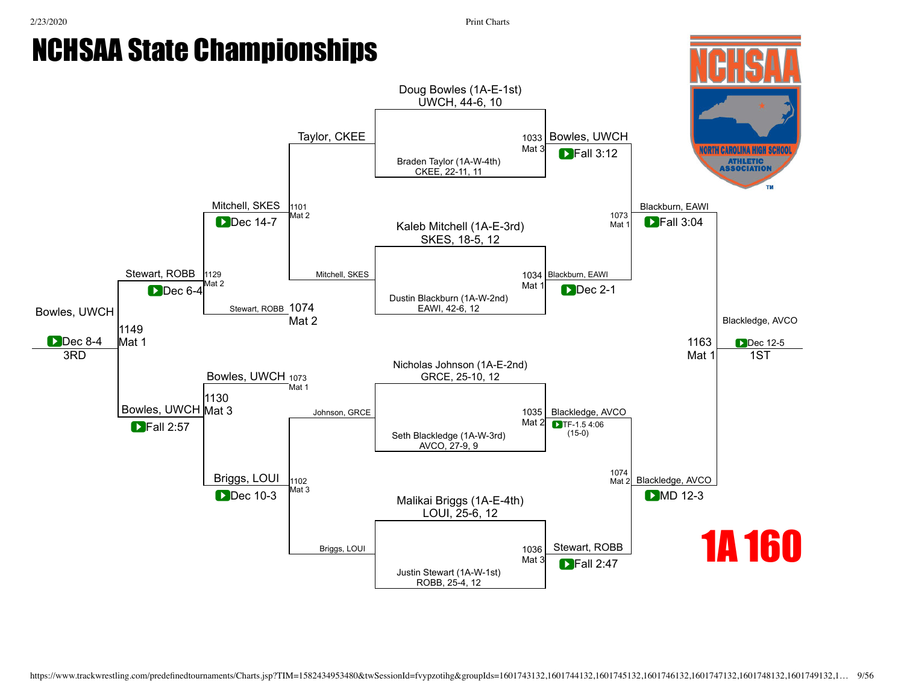# NCHSAA State Championships

## 1A 160

### Championship Bracket

**Quarterfinals**

| Bout | Mat | Wrestler 1 | Wrestler 2 | Winner | Result |
|---|---|---|---|---|---|
| 1033 | Mat 3 | Doug Bowles (1A-E-1st) UWCH, 44-6, 10 | Braden Taylor (1A-W-4th) CKEE, 22-11, 11 | Bowles, UWCH | Fall 3:12 |
| 1034 | Mat 1 | Kaleb Mitchell (1A-E-3rd) SKES, 18-5, 12 | Dustin Blackburn (1A-W-2nd) EAWI, 42-6, 12 | Blackburn, EAWI | Dec 2-1 |
| 1035 | Mat 2 | Nicholas Johnson (1A-E-2nd) GRCE, 25-10, 12 | Seth Blackledge (1A-W-3rd) AVCO, 27-9, 9 | Blackledge, AVCO | TF-1.5 4:06 (15-0) |
| 1036 | Mat 3 | Malikai Briggs (1A-E-4th) LOUI, 25-6, 12 | Justin Stewart (1A-W-1st) ROBB, 25-4, 12 | Stewart, ROBB | Fall 2:47 |

**Semifinals**

| Bout | Mat | Wrestler 1 | Wrestler 2 | Winner | Result |
|---|---|---|---|---|---|
| 1073 | Mat 1 | Bowles, UWCH | Blackburn, EAWI | Blackburn, EAWI | Fall 3:04 |
| 1074 | Mat 2 | Blackledge, AVCO | Stewart, ROBB | Blackledge, AVCO | MD 12-3 |

**Final (1ST)**

| Bout | Mat | Wrestler 1 | Wrestler 2 | Winner | Result |
|---|---|---|---|---|---|
| 1163 | Mat 1 | Blackburn, EAWI | Blackledge, AVCO | Blackledge, AVCO | Dec 12-5 |

### Consolation Bracket

| Bout | Mat | Wrestler 1 | Wrestler 2 | Winner | Result |
|---|---|---|---|---|---|
| 1101 | Mat 2 | Taylor, CKEE | Mitchell, SKES | Mitchell, SKES | Dec 14-7 |
| 1102 | Mat 3 | Johnson, GRCE | Briggs, LOUI | Briggs, LOUI | Dec 10-3 |
| 1129 | Mat 2 | Mitchell, SKES | Stewart, ROBB (1074 Mat 2) | Stewart, ROBB | Dec 6-4 |
| 1130 | Mat 3 | Bowles, UWCH (1073 Mat 1) | Briggs, LOUI | Bowles, UWCH | Fall 2:57 |
| 1149 | Mat 1 | Stewart, ROBB | Bowles, UWCH | Bowles, UWCH (3RD) | Dec 8-4 |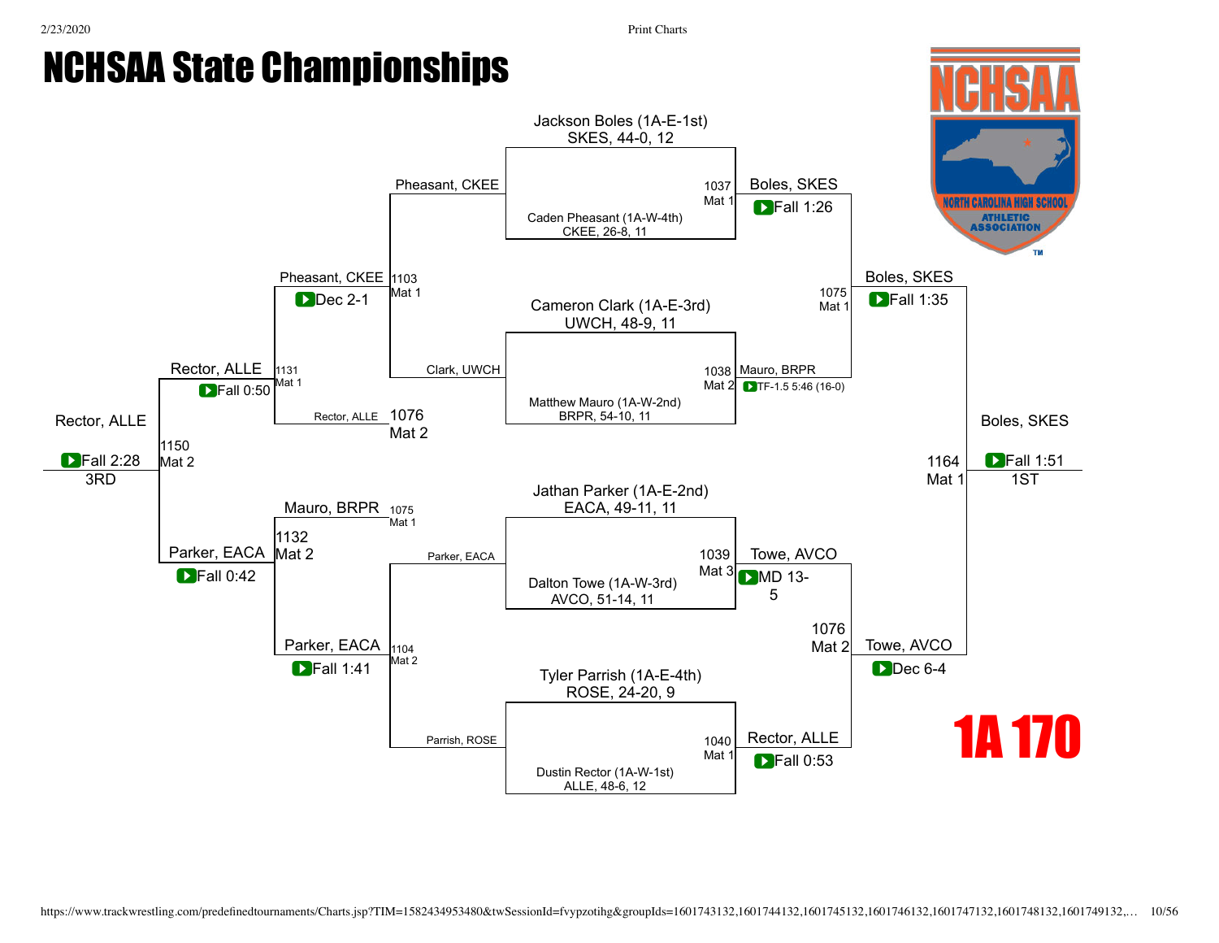# NCHSAA State Championships

## 1A 170

### Quarterfinals

- **Match 1037 (Mat 1):** Jackson Boles (1A-E-1st), SKES, 44-0, 12 vs. Caden Pheasant (1A-W-4th), CKEE, 26-8, 11 — Winner: Boles, SKES (Fall 1:26)
- **Match 1038 (Mat 2):** Cameron Clark (1A-E-3rd), UWCH, 48-9, 11 vs. Matthew Mauro (1A-W-2nd), BRPR, 54-10, 11 — Winner: Mauro, BRPR (TF-1.5 5:46 (16-0))
- **Match 1039 (Mat 3):** Jathan Parker (1A-E-2nd), EACA, 49-11, 11 vs. Dalton Towe (1A-W-3rd), AVCO, 51-14, 11 — Winner: Towe, AVCO (MD 13-5)
- **Match 1040 (Mat 1):** Tyler Parrish (1A-E-4th), ROSE, 24-20, 9 vs. Dustin Rector (1A-W-1st), ALLE, 48-6, 12 — Winner: Rector, ALLE (Fall 0:53)

### Semifinals

- **Match 1075 (Mat 1):** Boles, SKES vs. Mauro, BRPR — Winner: Boles, SKES (Fall 1:35)
- **Match 1076 (Mat 2):** Towe, AVCO vs. Rector, ALLE — Winner: Towe, AVCO (Dec 6-4)

### Final

- **Match 1164 (Mat 1):** Boles, SKES vs. Towe, AVCO — Winner: Boles, SKES (Fall 1:51) — 1ST

### Consolation

- **Match 1103 (Mat 1):** Pheasant, CKEE vs. Clark, UWCH — Winner: Pheasant, CKEE (Dec 2-1)
- **Match 1104 (Mat 2):** Parker, EACA vs. Parrish, ROSE — Winner: Parker, EACA (Fall 1:41)
- **Match 1131 (Mat 1):** Pheasant, CKEE vs. Rector, ALLE (1076 Mat 2) — Winner: Rector, ALLE (Fall 0:50)
- **Match 1132 (Mat 2):** Mauro, BRPR (1075 Mat 1) vs. Parker, EACA — Winner: Parker, EACA (Fall 0:42)
- **Match 1150 (Mat 2):** Rector, ALLE vs. Parker, EACA — Winner: Rector, ALLE (Fall 2:28) — 3RD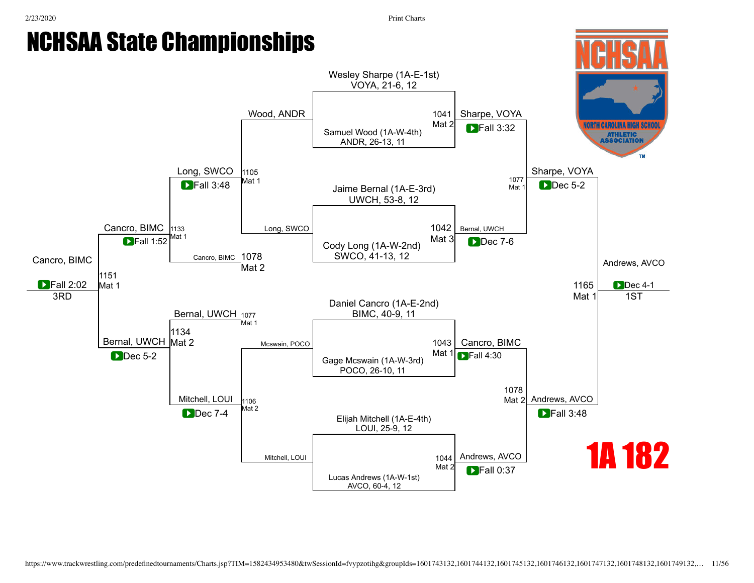# NCHSAA State Championships

## 1A 182

### Championship Bracket

**Quarterfinals**

- Match 1041 (Mat 2): Wesley Sharpe (1A-E-1st), VOYA, 21-6, 12 vs. Samuel Wood (1A-W-4th), ANDR, 26-13, 11 — Winner: Sharpe, VOYA — Fall 3:32
- Match 1042 (Mat 3): Jaime Bernal (1A-E-3rd), UWCH, 53-8, 12 vs. Cody Long (1A-W-2nd), SWCO, 41-13, 12 — Winner: Bernal, UWCH — Dec 7-6
- Match 1043 (Mat 1): Daniel Cancro (1A-E-2nd), BIMC, 40-9, 11 vs. Gage Mcswain (1A-W-3rd), POCO, 26-10, 11 — Winner: Cancro, BIMC — Fall 4:30
- Match 1044 (Mat 2): Elijah Mitchell (1A-E-4th), LOUI, 25-9, 12 vs. Lucas Andrews (1A-W-1st), AVCO, 60-4, 12 — Winner: Andrews, AVCO — Fall 0:37

**Semifinals**

- Match 1077 (Mat 1): Sharpe, VOYA vs. Bernal, UWCH — Winner: Sharpe, VOYA — Dec 5-2
- Match 1078 (Mat 2): Cancro, BIMC vs. Andrews, AVCO — Winner: Andrews, AVCO — Fall 3:48

**Final**

- Match 1165 (Mat 1): Sharpe, VOYA vs. Andrews, AVCO — Winner: Andrews, AVCO — Dec 4-1 — 1ST

### Consolation Bracket

**First Round**

- Match 1105 (Mat 1): Wood, ANDR vs. Long, SWCO — Winner: Long, SWCO — Fall 3:48
- Match 1106 (Mat 2): Mcswain, POCO vs. Mitchell, LOUI — Winner: Mitchell, LOUI — Dec 7-4

**Consolation Semifinals**

- Match 1133 (Mat 1): Long, SWCO vs. Cancro, BIMC (Loser 1078, Mat 2) — Winner: Cancro, BIMC — Fall 1:52
- Match 1134 (Mat 2): Bernal, UWCH (Loser 1077, Mat 1) vs. Mitchell, LOUI — Winner: Bernal, UWCH — Dec 5-2

**3rd Place**

- Match 1151 (Mat 1): Cancro, BIMC vs. Bernal, UWCH — Winner: Cancro, BIMC — Fall 2:02 — 3RD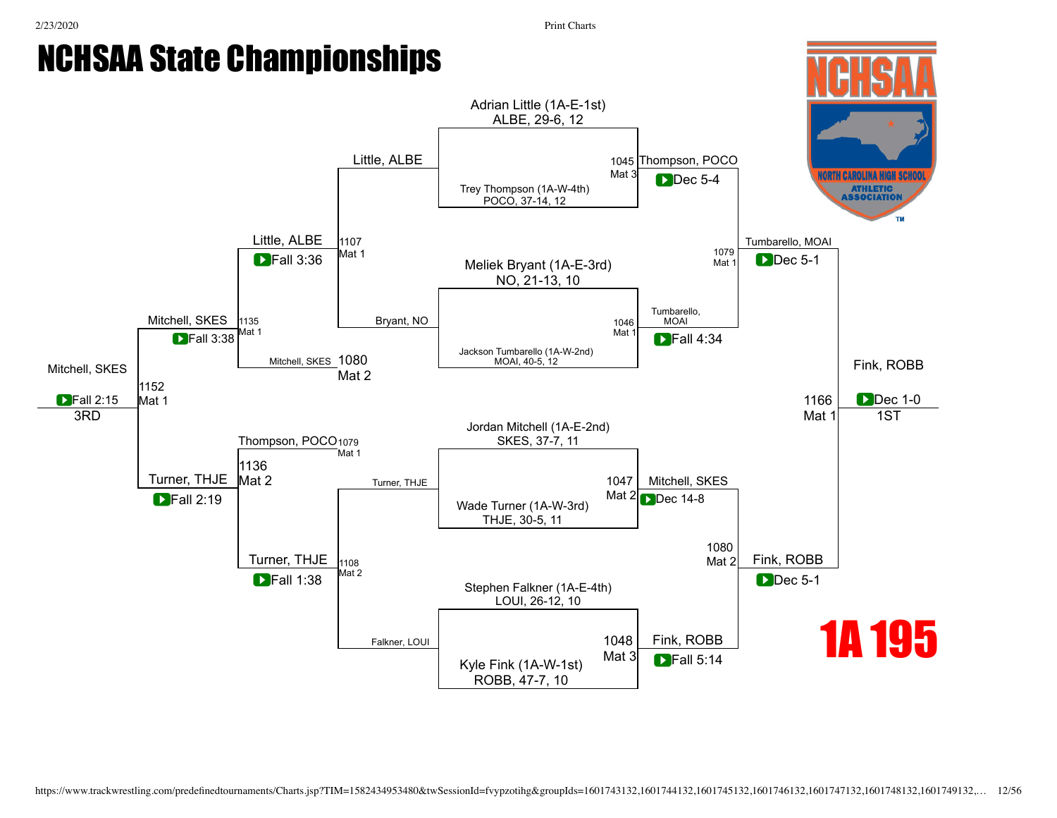# NCHSAA State Championships

## 1A 195

### Championship Bracket

**Quarterfinals**

| Bout | Mat | Wrestler 1 | Wrestler 2 | Winner | Result |
|---|---|---|---|---|---|
| 1045 | Mat 3 | Adrian Little (1A-E-1st) ALBE, 29-6, 12 | Trey Thompson (1A-W-4th) POCO, 37-14, 12 | Thompson, POCO | Dec 5-4 |
| 1046 | Mat 1 | Meliek Bryant (1A-E-3rd) NO, 21-13, 10 | Jackson Tumbarello (1A-W-2nd) MOAI, 40-5, 12 | Tumbarello, MOAI | Fall 4:34 |
| 1047 | Mat 2 | Jordan Mitchell (1A-E-2nd) SKES, 37-7, 11 | Wade Turner (1A-W-3rd) THJE, 30-5, 11 | Mitchell, SKES | Dec 14-8 |
| 1048 | Mat 3 | Stephen Falkner (1A-E-4th) LOUI, 26-12, 10 | Kyle Fink (1A-W-1st) ROBB, 47-7, 10 | Fink, ROBB | Fall 5:14 |

**Semifinals**

| Bout | Mat | Winner | Result |
|---|---|---|---|
| 1079 | Mat 1 | Tumbarello, MOAI | Dec 5-1 |
| 1080 | Mat 2 | Fink, ROBB | Dec 5-1 |

**Final**

| Bout | Mat | Winner | Result | Place |
|---|---|---|---|---|
| 1166 | Mat 1 | Fink, ROBB | Dec 1-0 | 1ST |

### Consolation Bracket

**Consolation Round 1**

| Bout | Mat | Wrestler 1 | Wrestler 2 | Winner | Result |
|---|---|---|---|---|---|
| 1107 | Mat 1 | Little, ALBE | Bryant, NO | Little, ALBE | Fall 3:36 |
| 1108 | Mat 2 | Turner, THJE | Falkner, LOUI | Turner, THJE | Fall 1:38 |

**Consolation Semifinals**

| Bout | Mat | Wrestler 1 | Wrestler 2 | Winner | Result |
|---|---|---|---|---|---|
| 1135 | Mat 1 | Little, ALBE | Mitchell, SKES (1080 Mat 2) | Mitchell, SKES | Fall 3:38 |
| 1136 | Mat 2 | Thompson, POCO (1079 Mat 1) | Turner, THJE | Turner, THJE | Fall 2:19 |

**Third Place**

| Bout | Mat | Winner | Result | Place |
|---|---|---|---|---|
| 1152 | Mat 1 | Mitchell, SKES | Fall 2:15 | 3RD |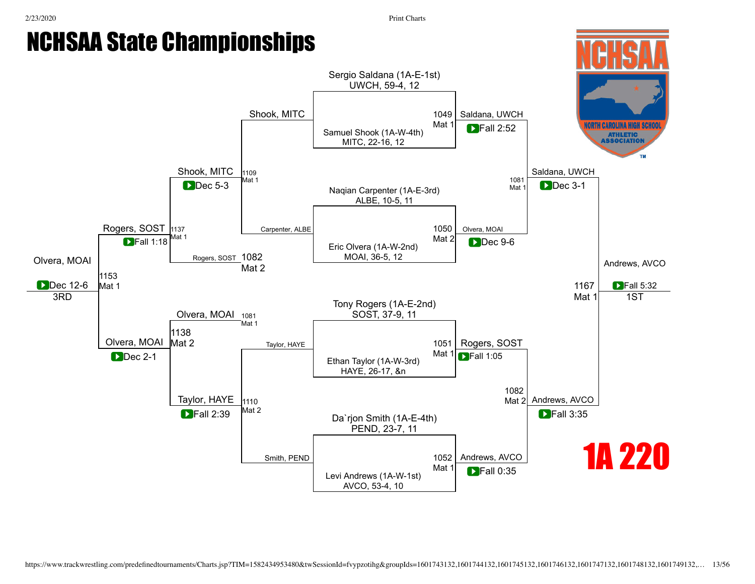# NCHSAA State Championships

## 1A 220

### Championship Bracket

**Quarterfinals**

- Bout 1049, Mat 1: Sergio Saldana (1A-E-1st), UWCH, 59-4, 12 vs. Samuel Shook (1A-W-4th), MITC, 22-16, 12 — Saldana, UWCH, Fall 2:52
- Bout 1050, Mat 2: Naqian Carpenter (1A-E-3rd), ALBE, 10-5, 11 vs. Eric Olvera (1A-W-2nd), MOAI, 36-5, 12 — Olvera, MOAI, Dec 9-6
- Bout 1051, Mat 1: Tony Rogers (1A-E-2nd), SOST, 37-9, 11 vs. Ethan Taylor (1A-W-3rd), HAYE, 26-17, &n — Rogers, SOST, Fall 1:05
- Bout 1052, Mat 1: Da`rjon Smith (1A-E-4th), PEND, 23-7, 11 vs. Levi Andrews (1A-W-1st), AVCO, 53-4, 10 — Andrews, AVCO, Fall 0:35

**Semifinals**

- Bout 1081, Mat 1: Saldana, UWCH vs. Olvera, MOAI — Saldana, UWCH, Dec 3-1
- Bout 1082, Mat 2: Rogers, SOST vs. Andrews, AVCO — Andrews, AVCO, Fall 3:35

**Final**

- Bout 1167, Mat 1: Saldana, UWCH vs. Andrews, AVCO — Andrews, AVCO, Fall 5:32 — 1ST

### Consolation Bracket

- Bout 1109, Mat 1: Shook, MITC vs. Carpenter, ALBE — Shook, MITC, Dec 5-3
- Bout 1110, Mat 2: Taylor, HAYE vs. Smith, PEND — Taylor, HAYE, Fall 2:39
- Bout 1137, Mat 1: Shook, MITC vs. Rogers, SOST (1082, Mat 2) — Rogers, SOST, Fall 1:18
- Bout 1138, Mat 2: Olvera, MOAI (1081, Mat 1) vs. Taylor, HAYE — Olvera, MOAI, Dec 2-1
- Bout 1153, Mat 1: Rogers, SOST vs. Olvera, MOAI — Olvera, MOAI, Dec 12-6 — 3RD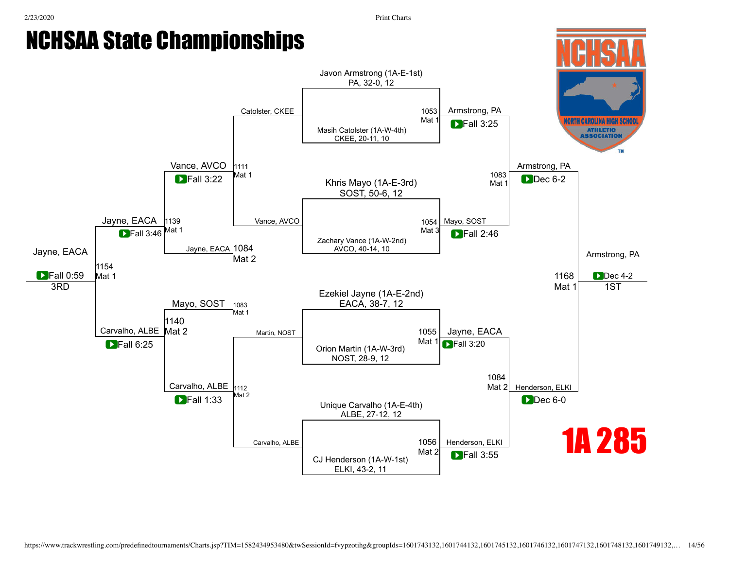# NCHSAA State Championships

NORTH CAROLINA HIGH SCHOOL ATHLETIC ASSOCIATION

Javon Armstrong (1A-E-1st)
PA, 32-0, 12

Catolster, CKEE

1053
Mat 1

Masih Catolster (1A-W-4th)
CKEE, 20-11, 10

Armstrong, PA
Fall 3:25

Vance, AVCO
Fall 3:22

1111
Mat 1

Khris Mayo (1A-E-3rd)
SOST, 50-6, 12

1083
Mat 1

Armstrong, PA
Dec 6-2

Jayne, EACA
Fall 3:46

1139
Mat 1

Vance, AVCO

1054
Mat 3

Mayo, SOST
Fall 2:46

Zachary Vance (1A-W-2nd)
AVCO, 40-14, 10

Jayne, EACA
1084
Mat 2

Jayne, EACA
Fall 0:59
3RD

1154
Mat 1

Armstrong, PA
Dec 4-2
1ST

1168
Mat 1

Ezekiel Jayne (1A-E-2nd)
EACA, 38-7, 12

Mayo, SOST
1083
Mat 1

1140
Mat 2

Carvalho, ALBE
Fall 6:25

Martin, NOST

1055
Mat 1

Jayne, EACA
Fall 3:20

Orion Martin (1A-W-3rd)
NOST, 28-9, 12

1084
Mat 2

Carvalho, ALBE
Fall 1:33

1112
Mat 2

Henderson, ELKI
Dec 6-0

Unique Carvalho (1A-E-4th)
ALBE, 27-12, 12

Carvalho, ALBE

1056
Mat 2

Henderson, ELKI
Fall 3:55

CJ Henderson (1A-W-1st)
ELKI, 43-2, 11

1A 285